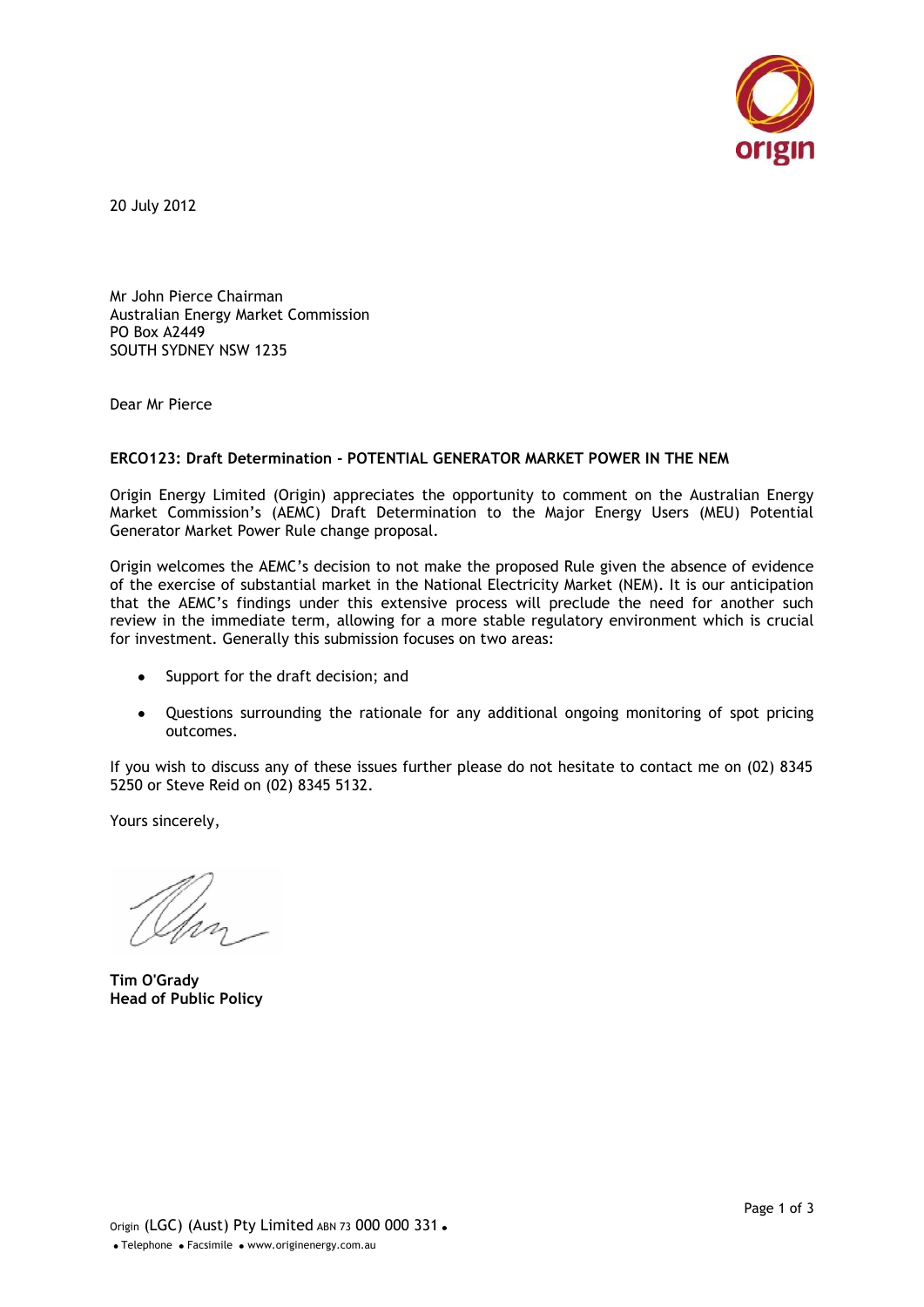20 July 2012

Mr John Pierce Chairman
Australian Energy Market Commission
PO Box A2449
SOUTH SYDNEY NSW 1235

Dear Mr Pierce

**ERCO123: Draft Determination - POTENTIAL GENERATOR MARKET POWER IN THE NEM**

Origin Energy Limited (Origin) appreciates the opportunity to comment on the Australian Energy Market Commission's (AEMC) Draft Determination to the Major Energy Users (MEU) Potential Generator Market Power Rule change proposal.

Origin welcomes the AEMC's decision to not make the proposed Rule given the absence of evidence of the exercise of substantial market in the National Electricity Market (NEM). It is our anticipation that the AEMC's findings under this extensive process will preclude the need for another such review in the immediate term, allowing for a more stable regulatory environment which is crucial for investment. Generally this submission focuses on two areas:

- Support for the draft decision; and
- Questions surrounding the rationale for any additional ongoing monitoring of spot pricing outcomes.

If you wish to discuss any of these issues further please do not hesitate to contact me on (02) 8345 5250 or Steve Reid on (02) 8345 5132.

Yours sincerely,

**Tim O'Grady**
**Head of Public Policy**

Origin (LGC) (Aust) Pty Limited ABN 73 000 000 331 •
• Telephone • Facsimile • www.originenergy.com.au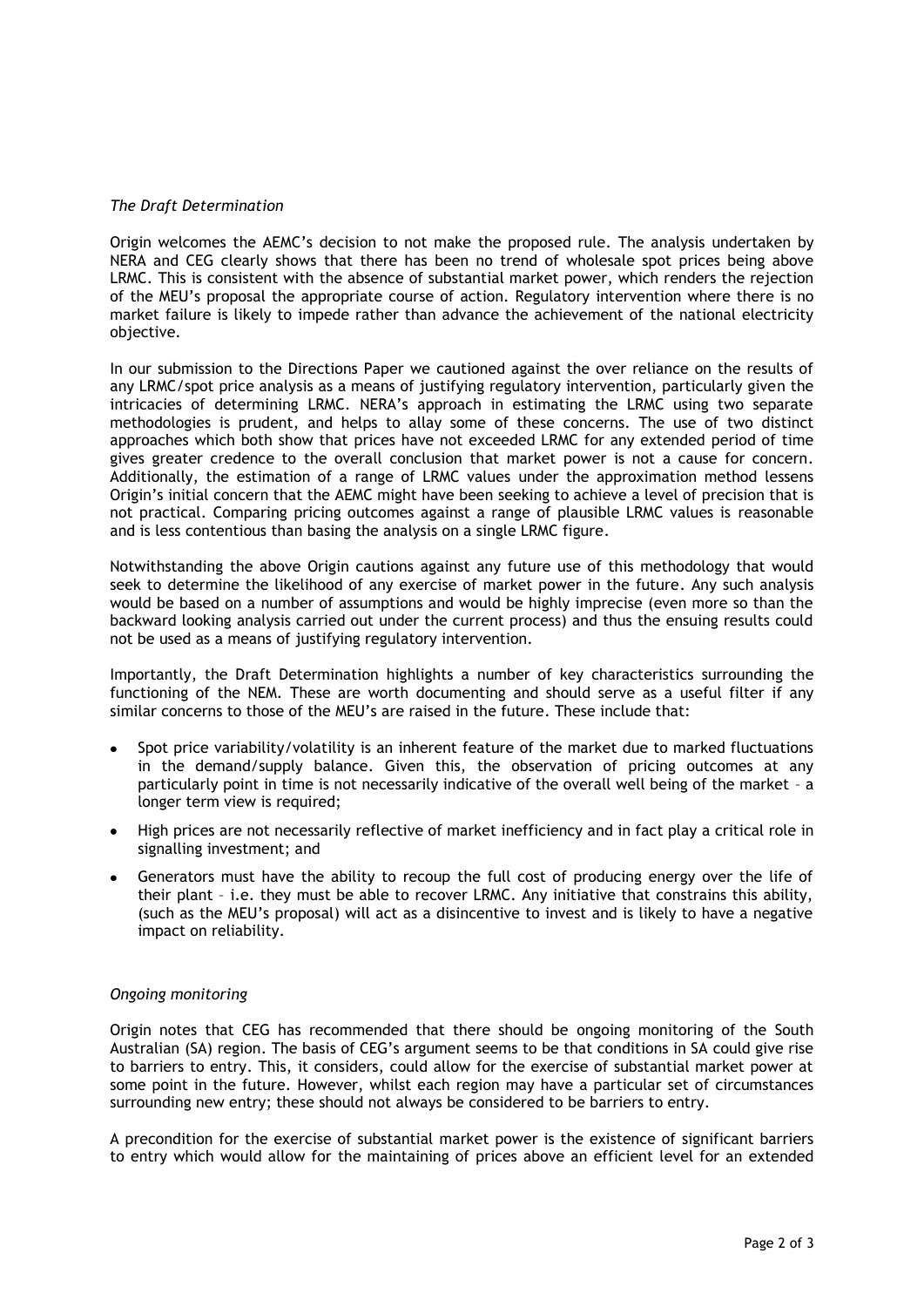*The Draft Determination*

Origin welcomes the AEMC's decision to not make the proposed rule. The analysis undertaken by NERA and CEG clearly shows that there has been no trend of wholesale spot prices being above LRMC. This is consistent with the absence of substantial market power, which renders the rejection of the MEU's proposal the appropriate course of action. Regulatory intervention where there is no market failure is likely to impede rather than advance the achievement of the national electricity objective.

In our submission to the Directions Paper we cautioned against the over reliance on the results of any LRMC/spot price analysis as a means of justifying regulatory intervention, particularly given the intricacies of determining LRMC. NERA's approach in estimating the LRMC using two separate methodologies is prudent, and helps to allay some of these concerns. The use of two distinct approaches which both show that prices have not exceeded LRMC for any extended period of time gives greater credence to the overall conclusion that market power is not a cause for concern. Additionally, the estimation of a range of LRMC values under the approximation method lessens Origin's initial concern that the AEMC might have been seeking to achieve a level of precision that is not practical. Comparing pricing outcomes against a range of plausible LRMC values is reasonable and is less contentious than basing the analysis on a single LRMC figure.

Notwithstanding the above Origin cautions against any future use of this methodology that would seek to determine the likelihood of any exercise of market power in the future. Any such analysis would be based on a number of assumptions and would be highly imprecise (even more so than the backward looking analysis carried out under the current process) and thus the ensuing results could not be used as a means of justifying regulatory intervention.

Importantly, the Draft Determination highlights a number of key characteristics surrounding the functioning of the NEM. These are worth documenting and should serve as a useful filter if any similar concerns to those of the MEU's are raised in the future. These include that:

- Spot price variability/volatility is an inherent feature of the market due to marked fluctuations in the demand/supply balance. Given this, the observation of pricing outcomes at any particularly point in time is not necessarily indicative of the overall well being of the market – a longer term view is required;
- High prices are not necessarily reflective of market inefficiency and in fact play a critical role in signalling investment; and
- Generators must have the ability to recoup the full cost of producing energy over the life of their plant – i.e. they must be able to recover LRMC. Any initiative that constrains this ability, (such as the MEU's proposal) will act as a disincentive to invest and is likely to have a negative impact on reliability.

*Ongoing monitoring*

Origin notes that CEG has recommended that there should be ongoing monitoring of the South Australian (SA) region. The basis of CEG's argument seems to be that conditions in SA could give rise to barriers to entry. This, it considers, could allow for the exercise of substantial market power at some point in the future. However, whilst each region may have a particular set of circumstances surrounding new entry; these should not always be considered to be barriers to entry.

A precondition for the exercise of substantial market power is the existence of significant barriers to entry which would allow for the maintaining of prices above an efficient level for an extended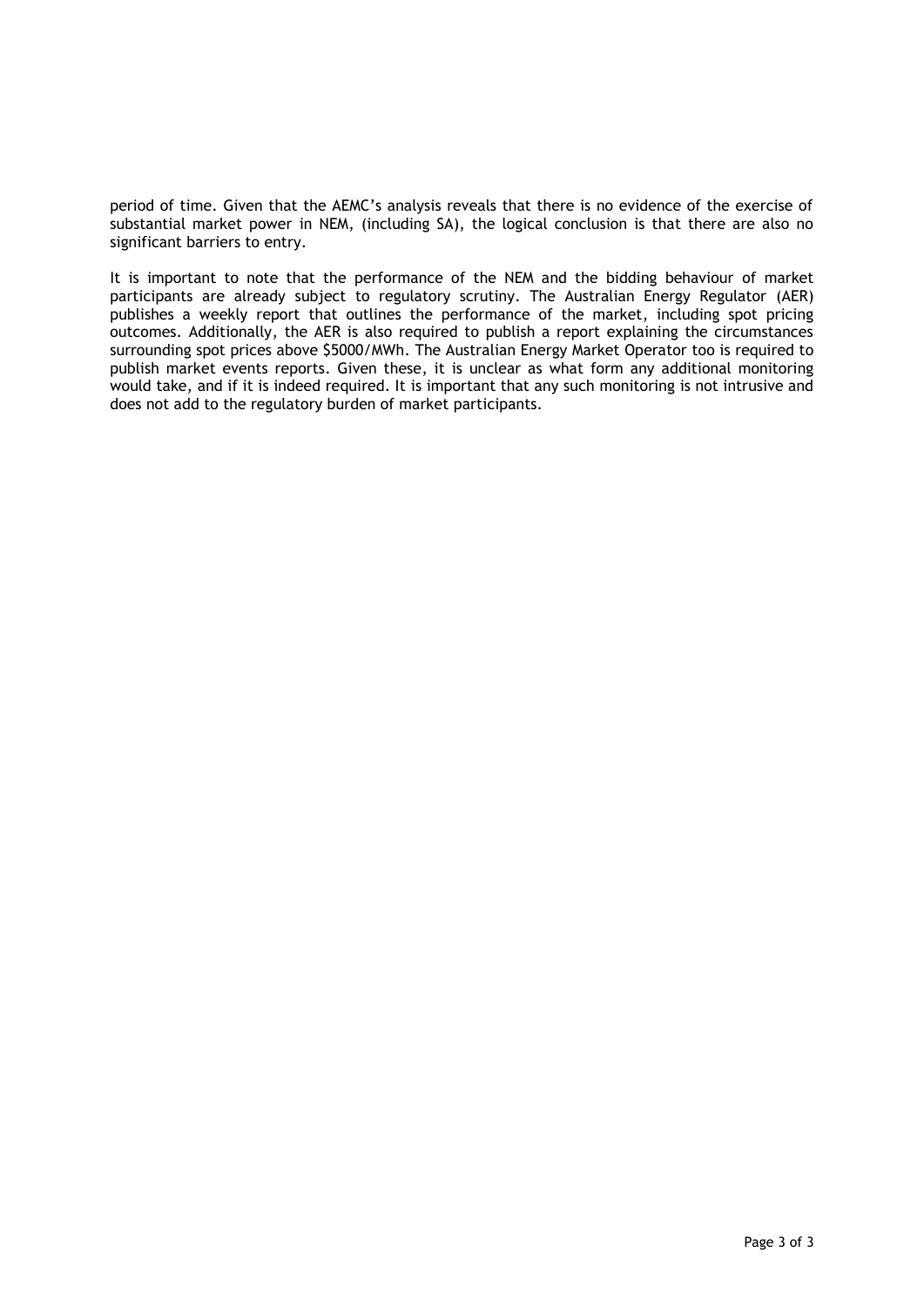period of time. Given that the AEMC's analysis reveals that there is no evidence of the exercise of substantial market power in NEM, (including SA), the logical conclusion is that there are also no significant barriers to entry.

It is important to note that the performance of the NEM and the bidding behaviour of market participants are already subject to regulatory scrutiny. The Australian Energy Regulator (AER) publishes a weekly report that outlines the performance of the market, including spot pricing outcomes. Additionally, the AER is also required to publish a report explaining the circumstances surrounding spot prices above $5000/MWh. The Australian Energy Market Operator too is required to publish market events reports. Given these, it is unclear as what form any additional monitoring would take, and if it is indeed required. It is important that any such monitoring is not intrusive and does not add to the regulatory burden of market participants.